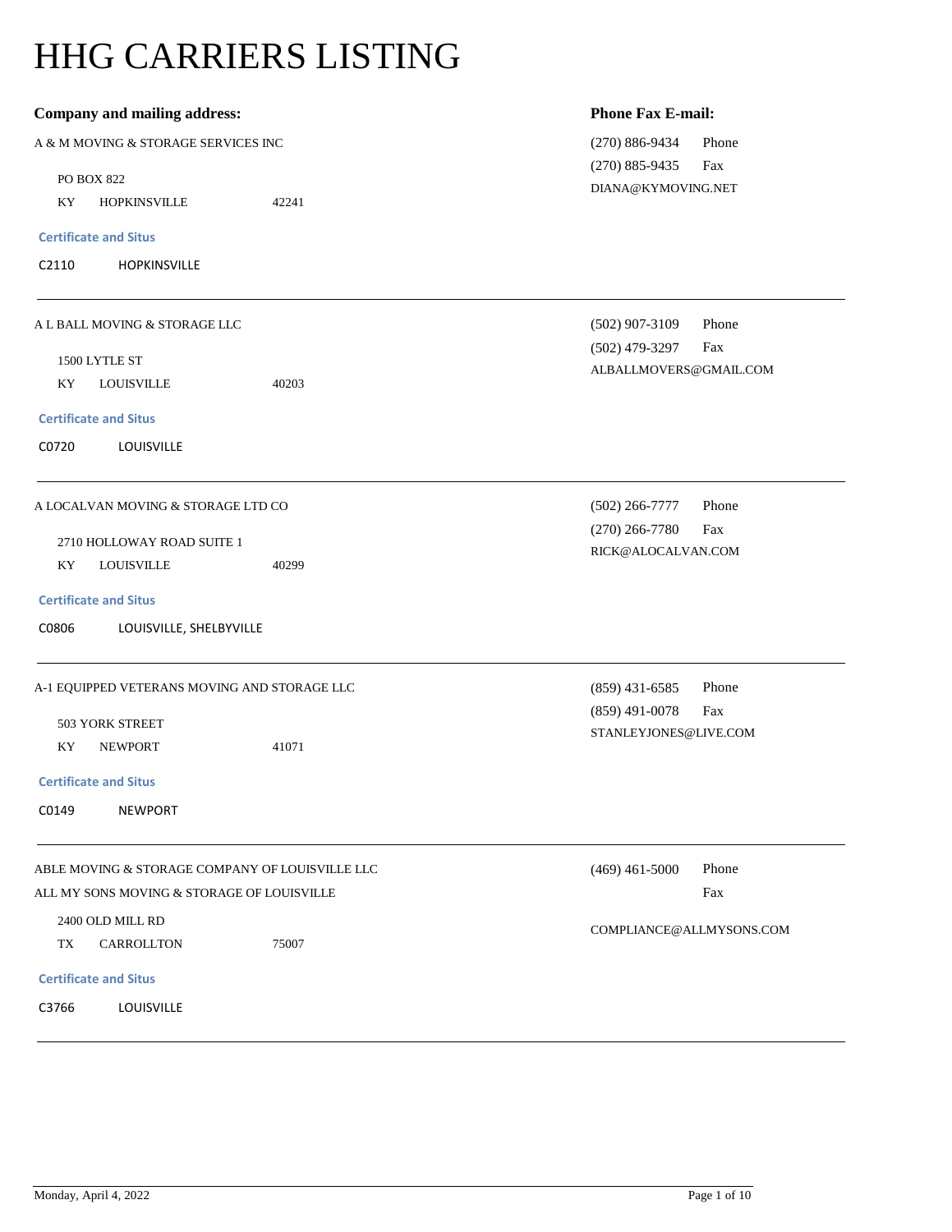# HHG CARRIERS LISTING

**Company and mailing address:** | **Phone Fax E-mail:**

---

A & M MOVING & STORAGE SERVICES INC

PO BOX 822
KY HOPKINSVILLE 42241

(270) 886-9434 Phone
(270) 885-9435 Fax
DIANA@KYMOVING.NET

**Certificate and Situs**

C2110 HOPKINSVILLE

---

A L BALL MOVING & STORAGE LLC

1500 LYTLE ST
KY LOUISVILLE 40203

(502) 907-3109 Phone
(502) 479-3297 Fax
ALBALLMOVERS@GMAIL.COM

**Certificate and Situs**

C0720 LOUISVILLE

---

A LOCALVAN MOVING & STORAGE LTD CO

2710 HOLLOWAY ROAD SUITE 1
KY LOUISVILLE 40299

(502) 266-7777 Phone
(270) 266-7780 Fax
RICK@ALOCALVAN.COM

**Certificate and Situs**

C0806 LOUISVILLE, SHELBYVILLE

---

A-1 EQUIPPED VETERANS MOVING AND STORAGE LLC

503 YORK STREET
KY NEWPORT 41071

(859) 431-6585 Phone
(859) 491-0078 Fax
STANLEYJONES@LIVE.COM

**Certificate and Situs**

C0149 NEWPORT

---

ABLE MOVING & STORAGE COMPANY OF LOUISVILLE LLC
ALL MY SONS MOVING & STORAGE OF LOUISVILLE

2400 OLD MILL RD
TX CARROLLTON 75007

(469) 461-5000 Phone
Fax
COMPLIANCE@ALLMYSONS.COM

**Certificate and Situs**

C3766 LOUISVILLE

---

Monday, April 4, 2022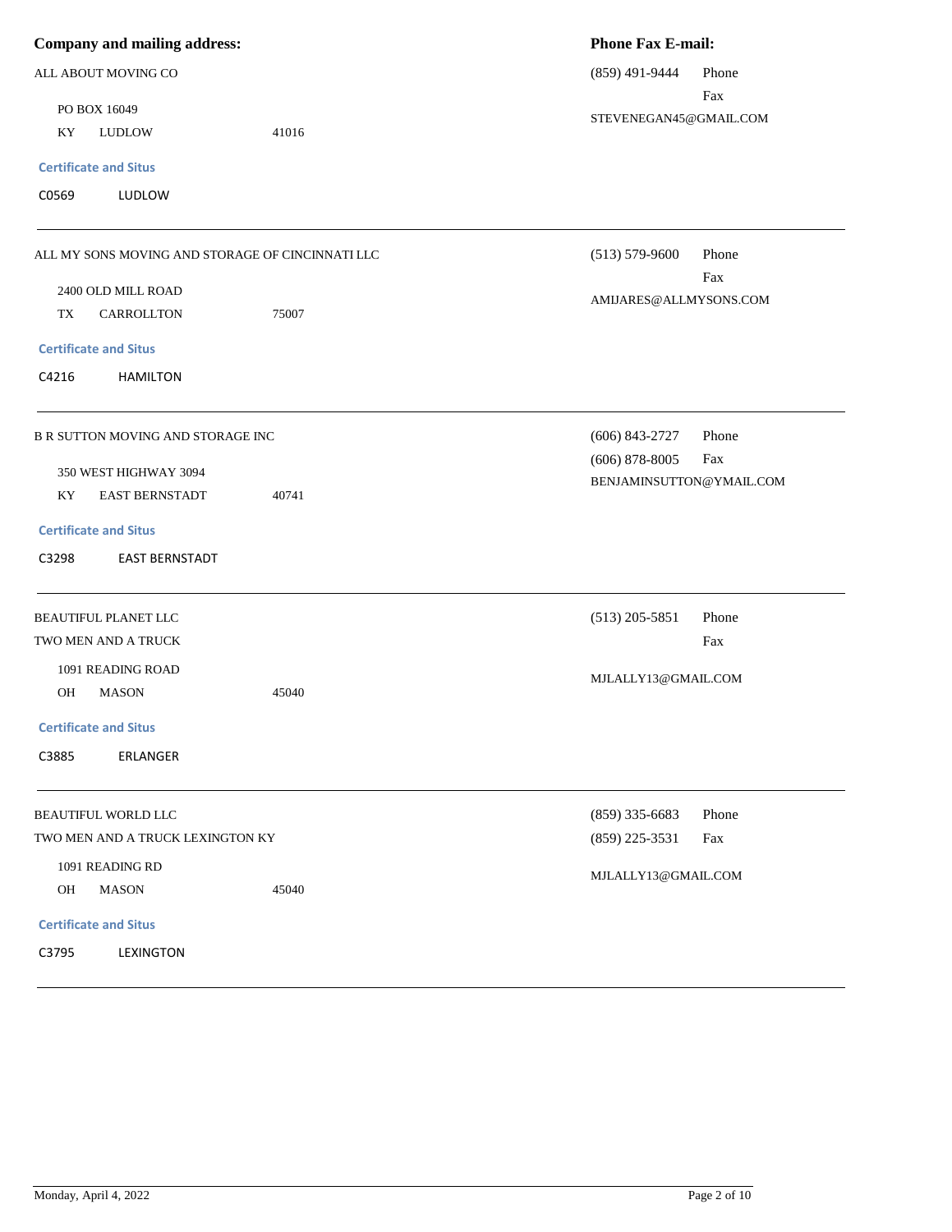| Company and mailing address: | | | Phone Fax E-mail: | |
|---|---|---|---|---|
| ALL ABOUT MOVING CO | | | (859) 491-9444 | Phone |
| PO BOX 16049 | | | | Fax |
| KY | LUDLOW | 41016 | STEVENEGAN45@GMAIL.COM | |

**Certificate and Situs**

C0569 LUDLOW

---

| | | | | |
|---|---|---|---|---|
| ALL MY SONS MOVING AND STORAGE OF CINCINNATI LLC | | | (513) 579-9600 | Phone |
| 2400 OLD MILL ROAD | | | | Fax |
| TX | CARROLLTON | 75007 | AMIJARES@ALLMYSONS.COM | |

**Certificate and Situs**

C4216 HAMILTON

---

| | | | | |
|---|---|---|---|---|
| B R SUTTON MOVING AND STORAGE INC | | | (606) 843-2727 | Phone |
| 350 WEST HIGHWAY 3094 | | | (606) 878-8005 | Fax |
| KY | EAST BERNSTADT | 40741 | BENJAMINSUTTON@YMAIL.COM | |

**Certificate and Situs**

C3298 EAST BERNSTADT

---

| | | | | |
|---|---|---|---|---|
| BEAUTIFUL PLANET LLC | | | (513) 205-5851 | Phone |
| TWO MEN AND A TRUCK | | | | Fax |
| 1091 READING ROAD | | | MJLALLY13@GMAIL.COM | |
| OH | MASON | 45040 | | |

**Certificate and Situs**

C3885 ERLANGER

---

| | | | | |
|---|---|---|---|---|
| BEAUTIFUL WORLD LLC | | | (859) 335-6683 | Phone |
| TWO MEN AND A TRUCK LEXINGTON KY | | | (859) 225-3531 | Fax |
| 1091 READING RD | | | MJLALLY13@GMAIL.COM | |
| OH | MASON | 45040 | | |

**Certificate and Situs**

C3795 LEXINGTON

---

Monday, April 4, 2022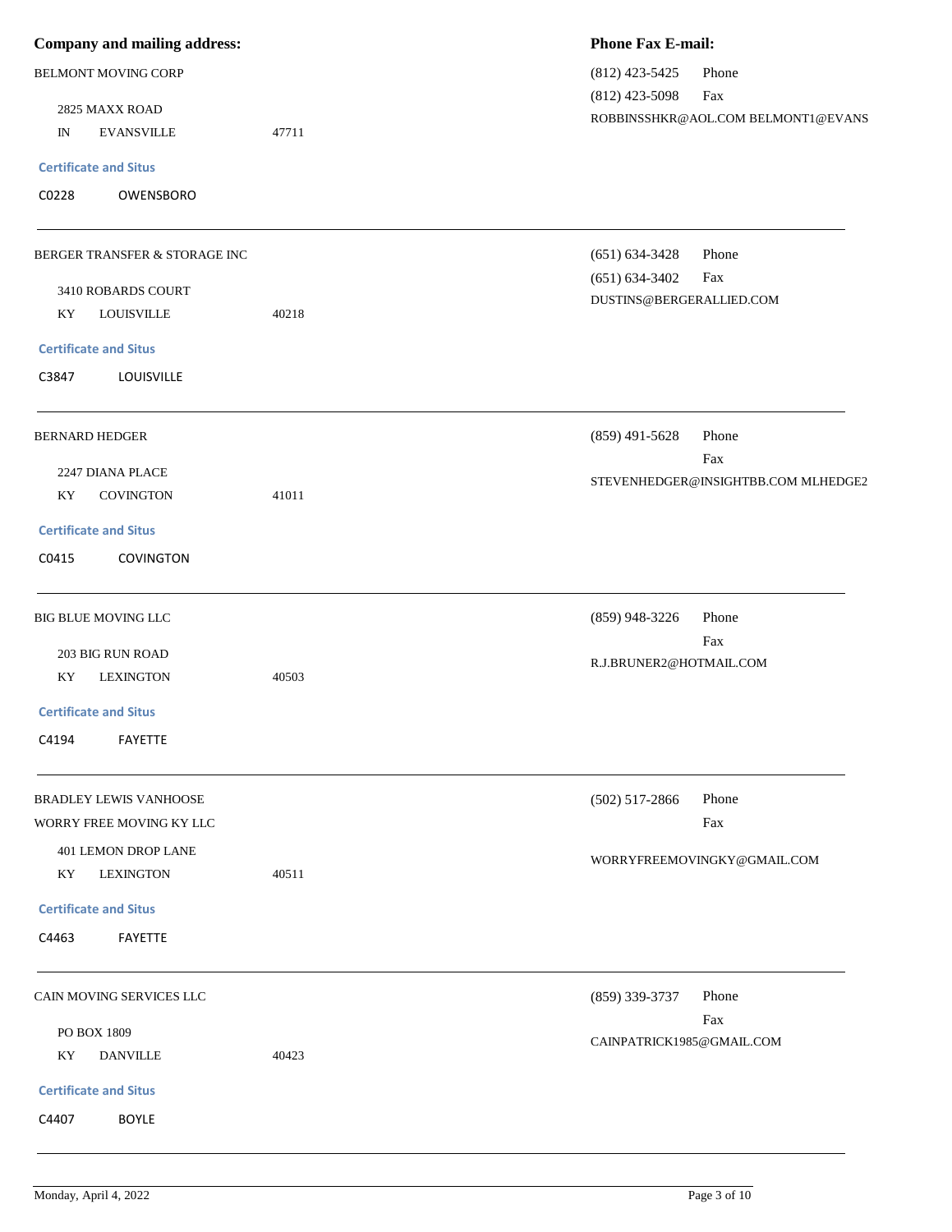**Company and mailing address:** | **Phone Fax E-mail:**

BELMONT MOVING CORP

2825 MAXX ROAD
IN EVANSVILLE 47711

(812) 423-5425 Phone
(812) 423-5098 Fax
ROBBINSSHKR@AOL.COM BELMONT1@EVANS

**Certificate and Situs**

C0228 OWENSBORO

---

BERGER TRANSFER & STORAGE INC

3410 ROBARDS COURT
KY LOUISVILLE 40218

(651) 634-3428 Phone
(651) 634-3402 Fax
DUSTINS@BERGERALLIED.COM

**Certificate and Situs**

C3847 LOUISVILLE

---

BERNARD HEDGER

2247 DIANA PLACE
KY COVINGTON 41011

(859) 491-5628 Phone
Fax
STEVENHEDGER@INSIGHTBB.COM MLHEDGE2

**Certificate and Situs**

C0415 COVINGTON

---

BIG BLUE MOVING LLC

203 BIG RUN ROAD
KY LEXINGTON 40503

(859) 948-3226 Phone
Fax
R.J.BRUNER2@HOTMAIL.COM

**Certificate and Situs**

C4194 FAYETTE

---

BRADLEY LEWIS VANHOOSE
WORRY FREE MOVING KY LLC

401 LEMON DROP LANE
KY LEXINGTON 40511

(502) 517-2866 Phone
Fax
WORRYFREEMOVINGKY@GMAIL.COM

**Certificate and Situs**

C4463 FAYETTE

---

CAIN MOVING SERVICES LLC

PO BOX 1809
KY DANVILLE 40423

(859) 339-3737 Phone
Fax
CAINPATRICK1985@GMAIL.COM

**Certificate and Situs**

C4407 BOYLE

---

Monday, April 4, 2022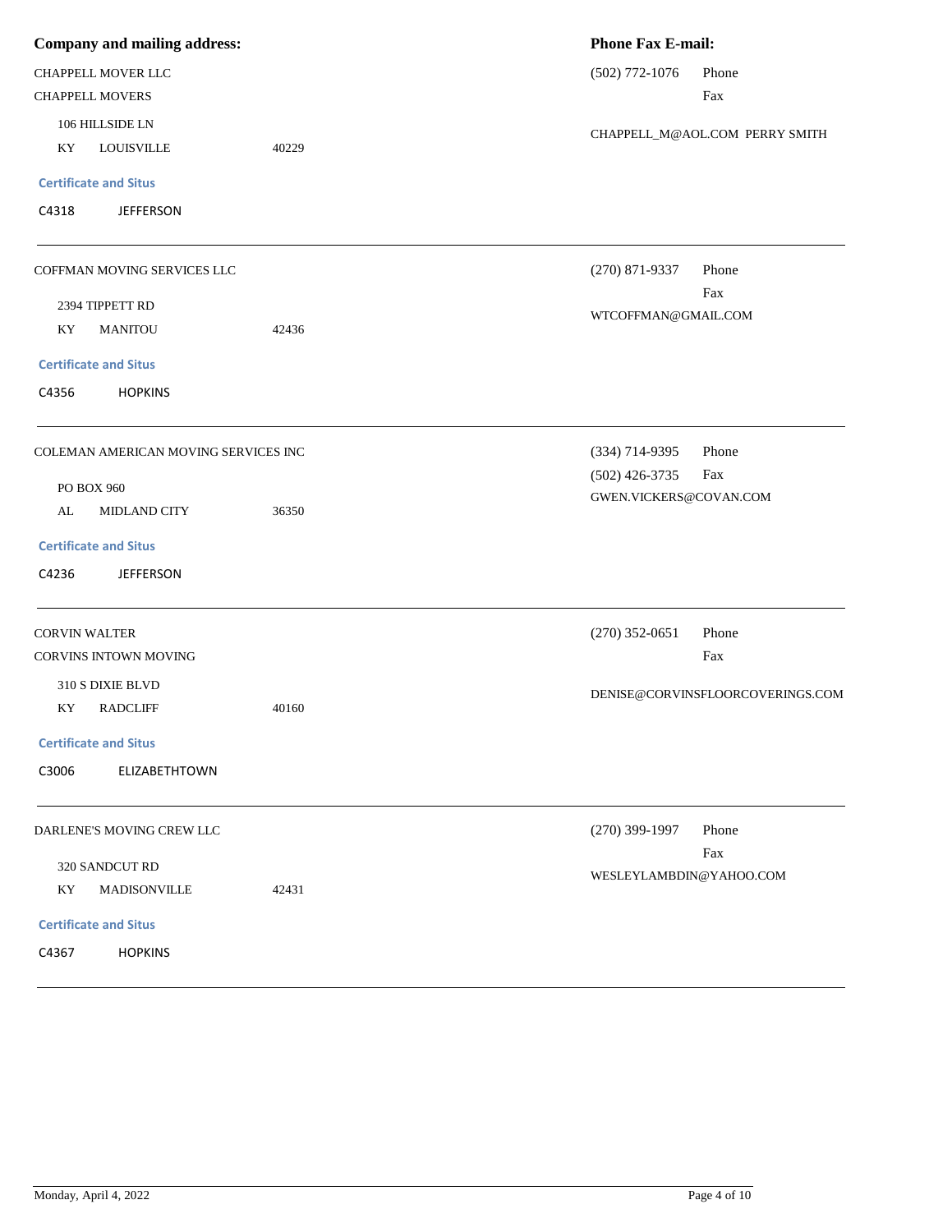**Company and mailing address:** **Phone Fax E-mail:**

CHAPPELL MOVER LLC
CHAPPELL MOVERS
106 HILLSIDE LN
KY LOUISVILLE 40229

(502) 772-1076 Phone
Fax
CHAPPELL_M@AOL.COM PERRY SMITH

**Certificate and Situs**

C4318 JEFFERSON

---

COFFMAN MOVING SERVICES LLC
2394 TIPPETT RD
KY MANITOU 42436

(270) 871-9337 Phone
Fax
WTCOFFMAN@GMAIL.COM

**Certificate and Situs**

C4356 HOPKINS

---

COLEMAN AMERICAN MOVING SERVICES INC
PO BOX 960
AL MIDLAND CITY 36350

(334) 714-9395 Phone
(502) 426-3735 Fax
GWEN.VICKERS@COVAN.COM

**Certificate and Situs**

C4236 JEFFERSON

---

CORVIN WALTER
CORVINS INTOWN MOVING
310 S DIXIE BLVD
KY RADCLIFF 40160

(270) 352-0651 Phone
Fax
DENISE@CORVINSFLOORCOVERINGS.COM

**Certificate and Situs**

C3006 ELIZABETHTOWN

---

DARLENE'S MOVING CREW LLC
320 SANDCUT RD
KY MADISONVILLE 42431

(270) 399-1997 Phone
Fax
WESLEYLAMBDIN@YAHOO.COM

**Certificate and Situs**

C4367 HOPKINS

---

Monday, April 4, 2022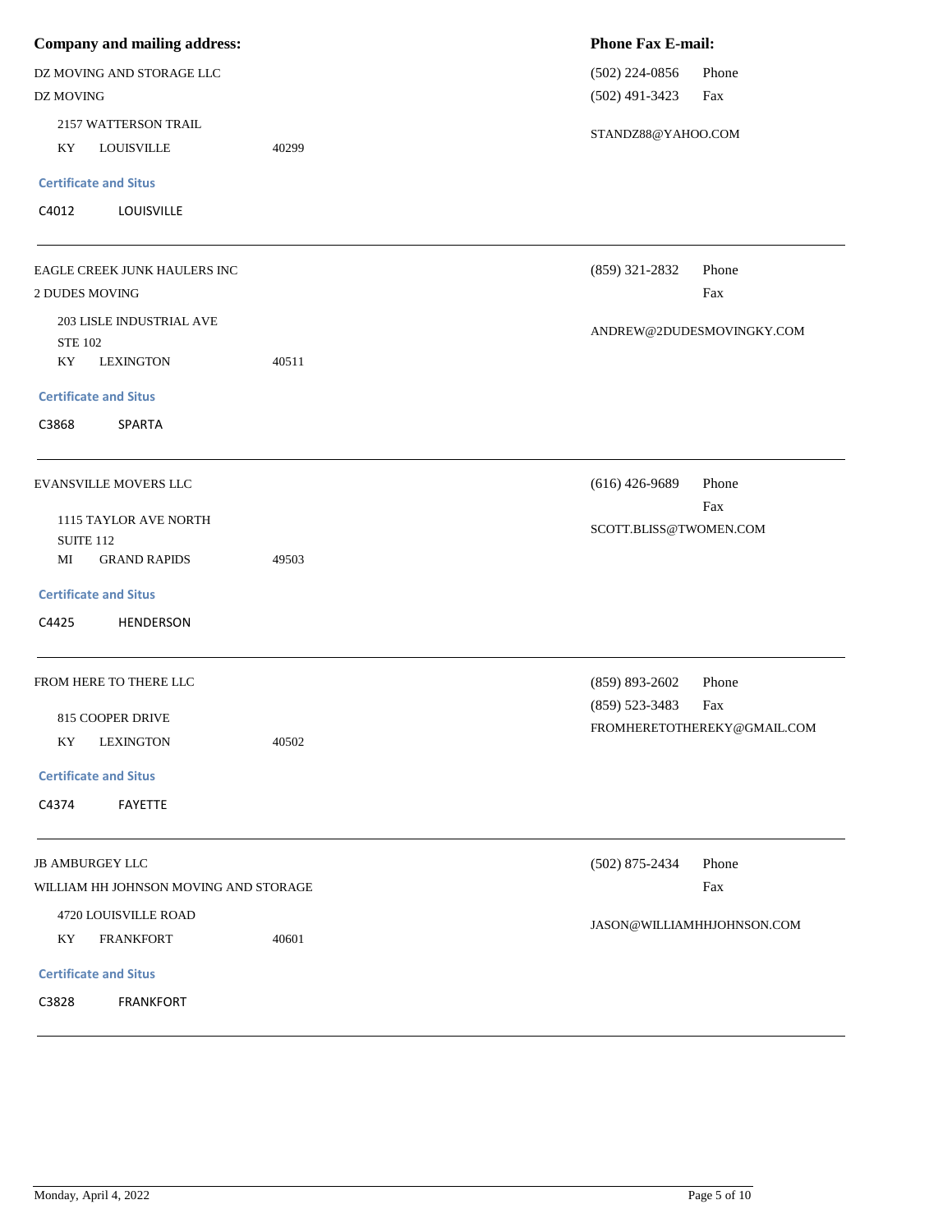**Company and mailing address:** | **Phone Fax E-mail:**

DZ MOVING AND STORAGE LLC
DZ MOVING
2157 WATTERSON TRAIL
KY LOUISVILLE 40299

(502) 224-0856 Phone
(502) 491-3423 Fax
STANDZ88@YAHOO.COM

**Certificate and Situs**

C4012 LOUISVILLE

---

EAGLE CREEK JUNK HAULERS INC
2 DUDES MOVING
203 LISLE INDUSTRIAL AVE
STE 102
KY LEXINGTON 40511

(859) 321-2832 Phone
Fax
ANDREW@2DUDESMOVINGKY.COM

**Certificate and Situs**

C3868 SPARTA

---

EVANSVILLE MOVERS LLC
1115 TAYLOR AVE NORTH
SUITE 112
MI GRAND RAPIDS 49503

(616) 426-9689 Phone
Fax
SCOTT.BLISS@TWOMEN.COM

**Certificate and Situs**

C4425 HENDERSON

---

FROM HERE TO THERE LLC
815 COOPER DRIVE
KY LEXINGTON 40502

(859) 893-2602 Phone
(859) 523-3483 Fax
FROMHERETOTHEREKY@GMAIL.COM

**Certificate and Situs**

C4374 FAYETTE

---

JB AMBURGEY LLC
WILLIAM HH JOHNSON MOVING AND STORAGE
4720 LOUISVILLE ROAD
KY FRANKFORT 40601

(502) 875-2434 Phone
Fax
JASON@WILLIAMHHJOHNSON.COM

**Certificate and Situs**

C3828 FRANKFORT

---

Monday, April 4, 2022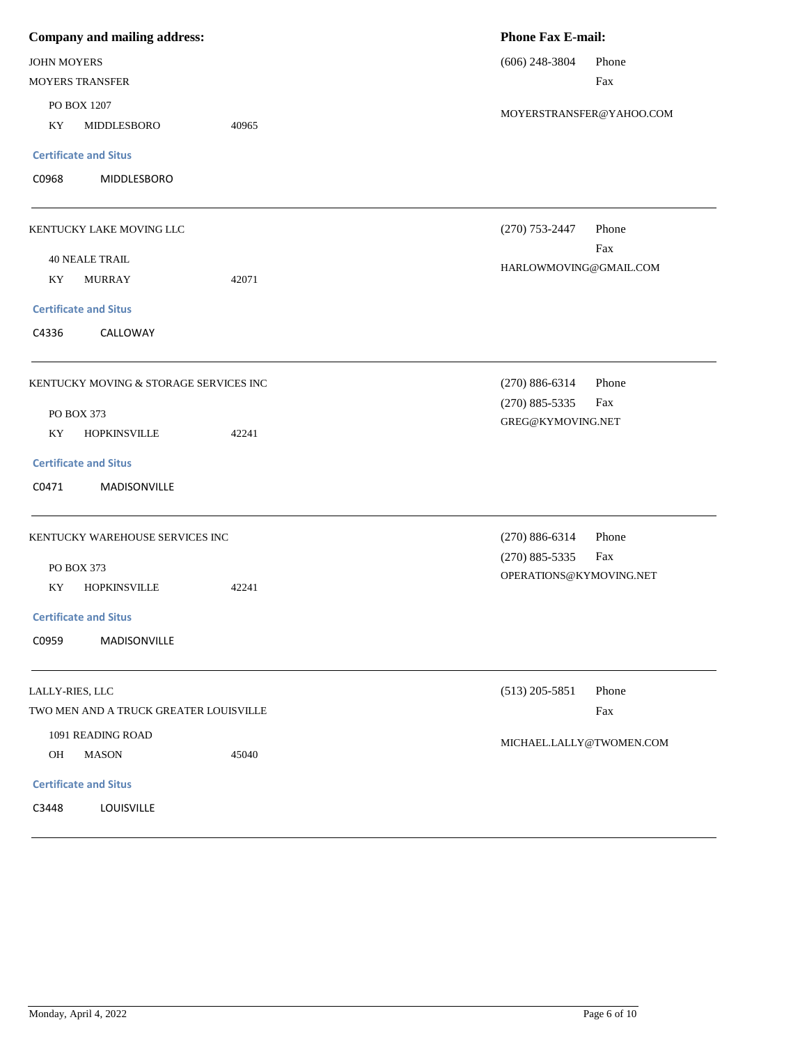| Company and mailing address: | | | Phone Fax E-mail: | |
|---|---|---|---|---|
| JOHN MOYERS | | | (606) 248-3804 | Phone |
| MOYERS TRANSFER | | | | Fax |
| PO BOX 1207 | | | MOYERSTRANSFER@YAHOO.COM | |
| KY | MIDDLESBORO | 40965 | | |

**Certificate and Situs**

| | |
|---|---|
| C0968 | MIDDLESBORO |

---

| | | | | |
|---|---|---|---|---|
| KENTUCKY LAKE MOVING LLC | | | (270) 753-2447 | Phone |
| | | | | Fax |
| 40 NEALE TRAIL | | | HARLOWMOVING@GMAIL.COM | |
| KY | MURRAY | 42071 | | |

**Certificate and Situs**

| | |
|---|---|
| C4336 | CALLOWAY |

---

| | | | | |
|---|---|---|---|---|
| KENTUCKY MOVING & STORAGE SERVICES INC | | | (270) 886-6314 | Phone |
| | | | (270) 885-5335 | Fax |
| PO BOX 373 | | | GREG@KYMOVING.NET | |
| KY | HOPKINSVILLE | 42241 | | |

**Certificate and Situs**

| | |
|---|---|
| C0471 | MADISONVILLE |

---

| | | | | |
|---|---|---|---|---|
| KENTUCKY WAREHOUSE SERVICES INC | | | (270) 886-6314 | Phone |
| | | | (270) 885-5335 | Fax |
| PO BOX 373 | | | OPERATIONS@KYMOVING.NET | |
| KY | HOPKINSVILLE | 42241 | | |

**Certificate and Situs**

| | |
|---|---|
| C0959 | MADISONVILLE |

---

| | | | | |
|---|---|---|---|---|
| LALLY-RIES, LLC | | | (513) 205-5851 | Phone |
| TWO MEN AND A TRUCK GREATER LOUISVILLE | | | | Fax |
| 1091 READING ROAD | | | MICHAEL.LALLY@TWOMEN.COM | |
| OH | MASON | 45040 | | |

**Certificate and Situs**

| | |
|---|---|
| C3448 | LOUISVILLE |

---

Monday, April 4, 2022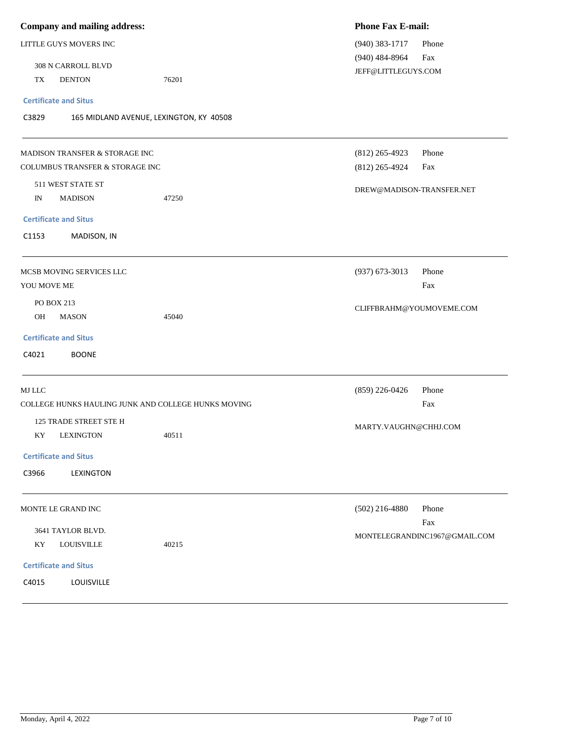| Company and mailing address: | | | Phone Fax E-mail: | |
|---|---|---|---|---|
| LITTLE GUYS MOVERS INC | | | (940) 383-1717 | Phone |
| | | | (940) 484-8964 | Fax |
| 308 N CARROLL BLVD | | | JEFF@LITTLEGUYS.COM | |
| TX | DENTON | 76201 | | |

**Certificate and Situs**

C3829 165 MIDLAND AVENUE, LEXINGTON, KY 40508

---

| | | | | |
|---|---|---|---|---|
| MADISON TRANSFER & STORAGE INC | | | (812) 265-4923 | Phone |
| COLUMBUS TRANSFER & STORAGE INC | | | (812) 265-4924 | Fax |
| 511 WEST STATE ST | | | DREW@MADISON-TRANSFER.NET | |
| IN | MADISON | 47250 | | |

**Certificate and Situs**

C1153 MADISON, IN

---

| | | | | |
|---|---|---|---|---|
| MCSB MOVING SERVICES LLC | | | (937) 673-3013 | Phone |
| YOU MOVE ME | | | | Fax |
| PO BOX 213 | | | CLIFFBRAHM@YOUMOVEME.COM | |
| OH | MASON | 45040 | | |

**Certificate and Situs**

C4021 BOONE

---

| | | | | |
|---|---|---|---|---|
| MJ LLC | | | (859) 226-0426 | Phone |
| COLLEGE HUNKS HAULING JUNK AND COLLEGE HUNKS MOVING | | | | Fax |
| 125 TRADE STREET STE H | | | MARTY.VAUGHN@CHHJ.COM | |
| KY | LEXINGTON | 40511 | | |

**Certificate and Situs**

C3966 LEXINGTON

---

| | | | | |
|---|---|---|---|---|
| MONTE LE GRAND INC | | | (502) 216-4880 | Phone |
| | | | | Fax |
| 3641 TAYLOR BLVD. | | | MONTELEGRANDINC1967@GMAIL.COM | |
| KY | LOUISVILLE | 40215 | | |

**Certificate and Situs**

C4015 LOUISVILLE

---

Monday, April 4, 2022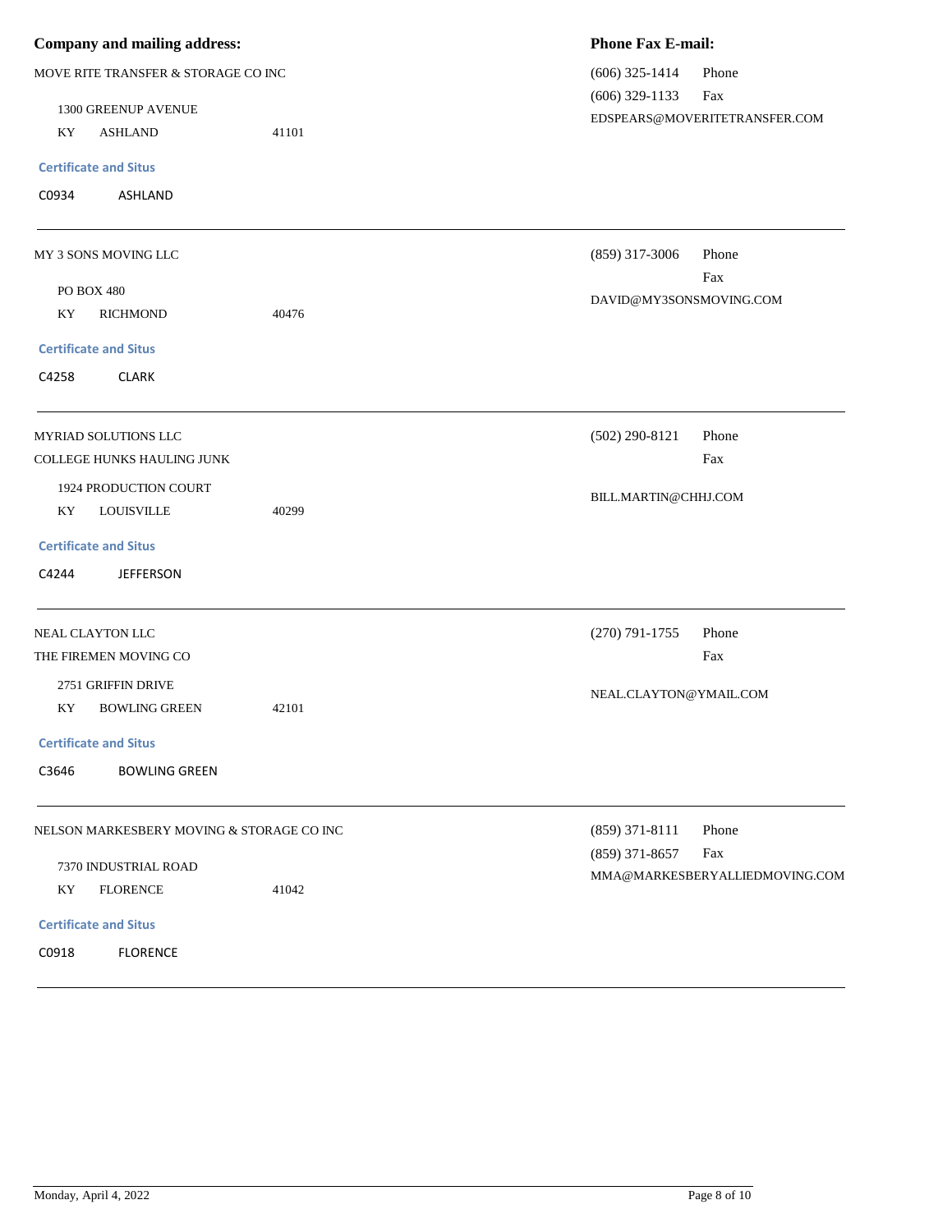**Company and mailing address:** | **Phone Fax E-mail:**

---

MOVE RITE TRANSFER & STORAGE CO INC

1300 GREENUP AVENUE
KY ASHLAND 41101

(606) 325-1414 Phone
(606) 329-1133 Fax
EDSPEARS@MOVERITETRANSFER.COM

**Certificate and Situs**

C0934 ASHLAND

---

MY 3 SONS MOVING LLC

PO BOX 480
KY RICHMOND 40476

(859) 317-3006 Phone
Fax
DAVID@MY3SONSMOVING.COM

**Certificate and Situs**

C4258 CLARK

---

MYRIAD SOLUTIONS LLC
COLLEGE HUNKS HAULING JUNK

1924 PRODUCTION COURT
KY LOUISVILLE 40299

(502) 290-8121 Phone
Fax
BILL.MARTIN@CHHJ.COM

**Certificate and Situs**

C4244 JEFFERSON

---

NEAL CLAYTON LLC
THE FIREMEN MOVING CO

2751 GRIFFIN DRIVE
KY BOWLING GREEN 42101

(270) 791-1755 Phone
Fax
NEAL.CLAYTON@YMAIL.COM

**Certificate and Situs**

C3646 BOWLING GREEN

---

NELSON MARKESBERY MOVING & STORAGE CO INC

7370 INDUSTRIAL ROAD
KY FLORENCE 41042

(859) 371-8111 Phone
(859) 371-8657 Fax
MMA@MARKESBERYALLIEDMOVING.COM

**Certificate and Situs**

C0918 FLORENCE

---

Monday, April 4, 2022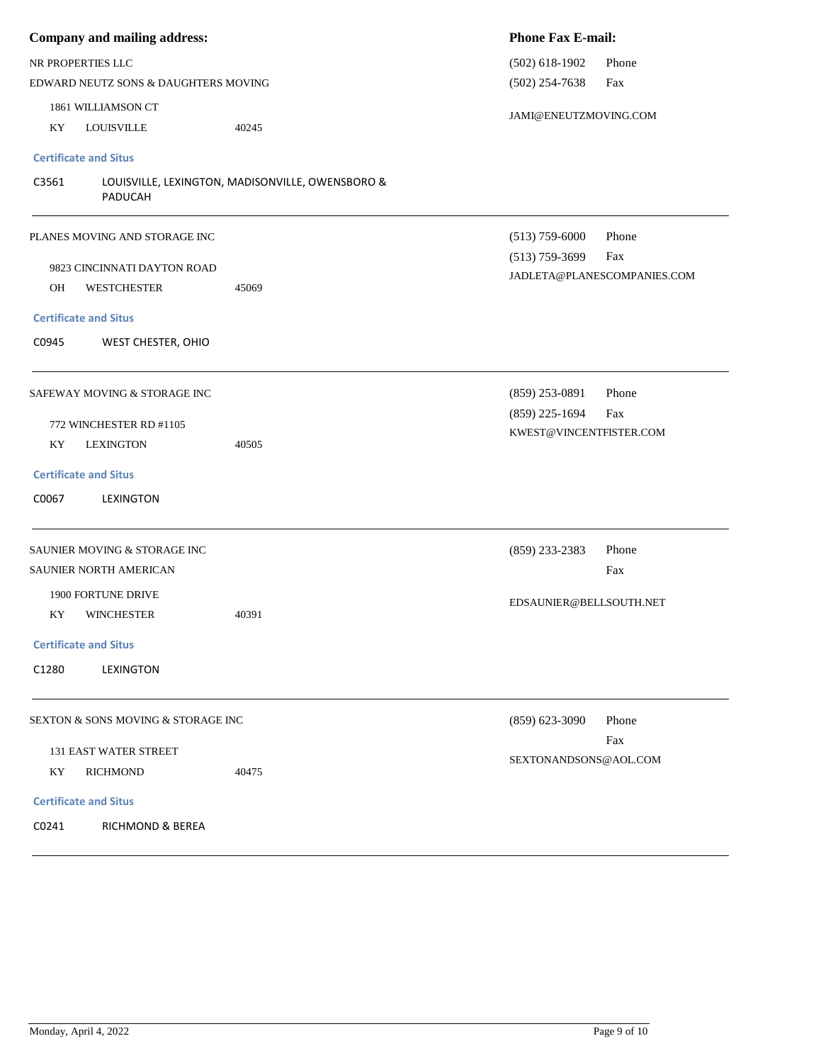| Company and mailing address: | Phone Fax E-mail: |
|---|---|
| NR PROPERTIES LLC<br>EDWARD NEUTZ SONS & DAUGHTERS MOVING<br>1861 WILLIAMSON CT<br>KY LOUISVILLE 40245 | (502) 618-1902 Phone<br>(502) 254-7638 Fax<br>JAMI@ENEUTZMOVING.COM |

**Certificate and Situs**

C3561 LOUISVILLE, LEXINGTON, MADISONVILLE, OWENSBORO & PADUCAH

---

| Company and mailing address: | Phone Fax E-mail: |
|---|---|
| PLANES MOVING AND STORAGE INC<br>9823 CINCINNATI DAYTON ROAD<br>OH WESTCHESTER 45069 | (513) 759-6000 Phone<br>(513) 759-3699 Fax<br>JADLETA@PLANESCOMPANIES.COM |

**Certificate and Situs**

C0945 WEST CHESTER, OHIO

---

| Company and mailing address: | Phone Fax E-mail: |
|---|---|
| SAFEWAY MOVING & STORAGE INC<br>772 WINCHESTER RD #1105<br>KY LEXINGTON 40505 | (859) 253-0891 Phone<br>(859) 225-1694 Fax<br>KWEST@VINCENTFISTER.COM |

**Certificate and Situs**

C0067 LEXINGTON

---

| Company and mailing address: | Phone Fax E-mail: |
|---|---|
| SAUNIER MOVING & STORAGE INC<br>SAUNIER NORTH AMERICAN<br>1900 FORTUNE DRIVE<br>KY WINCHESTER 40391 | (859) 233-2383 Phone<br>Fax<br>EDSAUNIER@BELLSOUTH.NET |

**Certificate and Situs**

C1280 LEXINGTON

---

| Company and mailing address: | Phone Fax E-mail: |
|---|---|
| SEXTON & SONS MOVING & STORAGE INC<br>131 EAST WATER STREET<br>KY RICHMOND 40475 | (859) 623-3090 Phone<br>Fax<br>SEXTONANDSONS@AOL.COM |

**Certificate and Situs**

C0241 RICHMOND & BEREA

Monday, April 4, 2022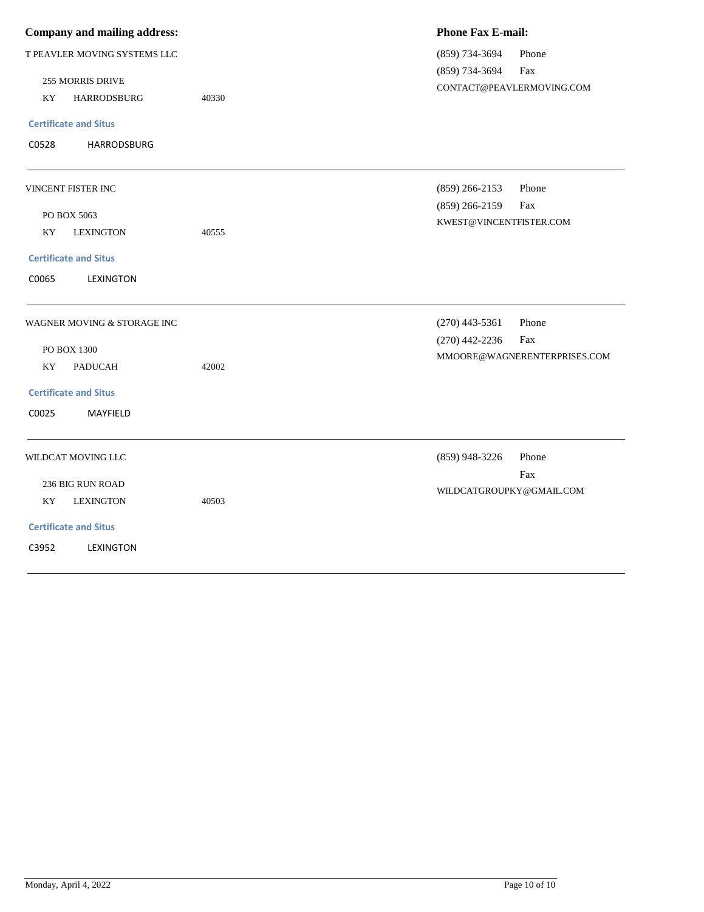**Company and mailing address:** | **Phone Fax E-mail:**

T PEAVLER MOVING SYSTEMS LLC

255 MORRIS DRIVE
KY HARRODSBURG 40330

(859) 734-3694 Phone
(859) 734-3694 Fax
CONTACT@PEAVLERMOVING.COM

**Certificate and Situs**

C0528 HARRODSBURG

---

VINCENT FISTER INC

PO BOX 5063
KY LEXINGTON 40555

(859) 266-2153 Phone
(859) 266-2159 Fax
KWEST@VINCENTFISTER.COM

**Certificate and Situs**

C0065 LEXINGTON

---

WAGNER MOVING & STORAGE INC

PO BOX 1300
KY PADUCAH 42002

(270) 443-5361 Phone
(270) 442-2236 Fax
MMOORE@WAGNERENTERPRISES.COM

**Certificate and Situs**

C0025 MAYFIELD

---

WILDCAT MOVING LLC

236 BIG RUN ROAD
KY LEXINGTON 40503

(859) 948-3226 Phone
Fax
WILDCATGROUPKY@GMAIL.COM

**Certificate and Situs**

C3952 LEXINGTON

---

Monday, April 4, 2022